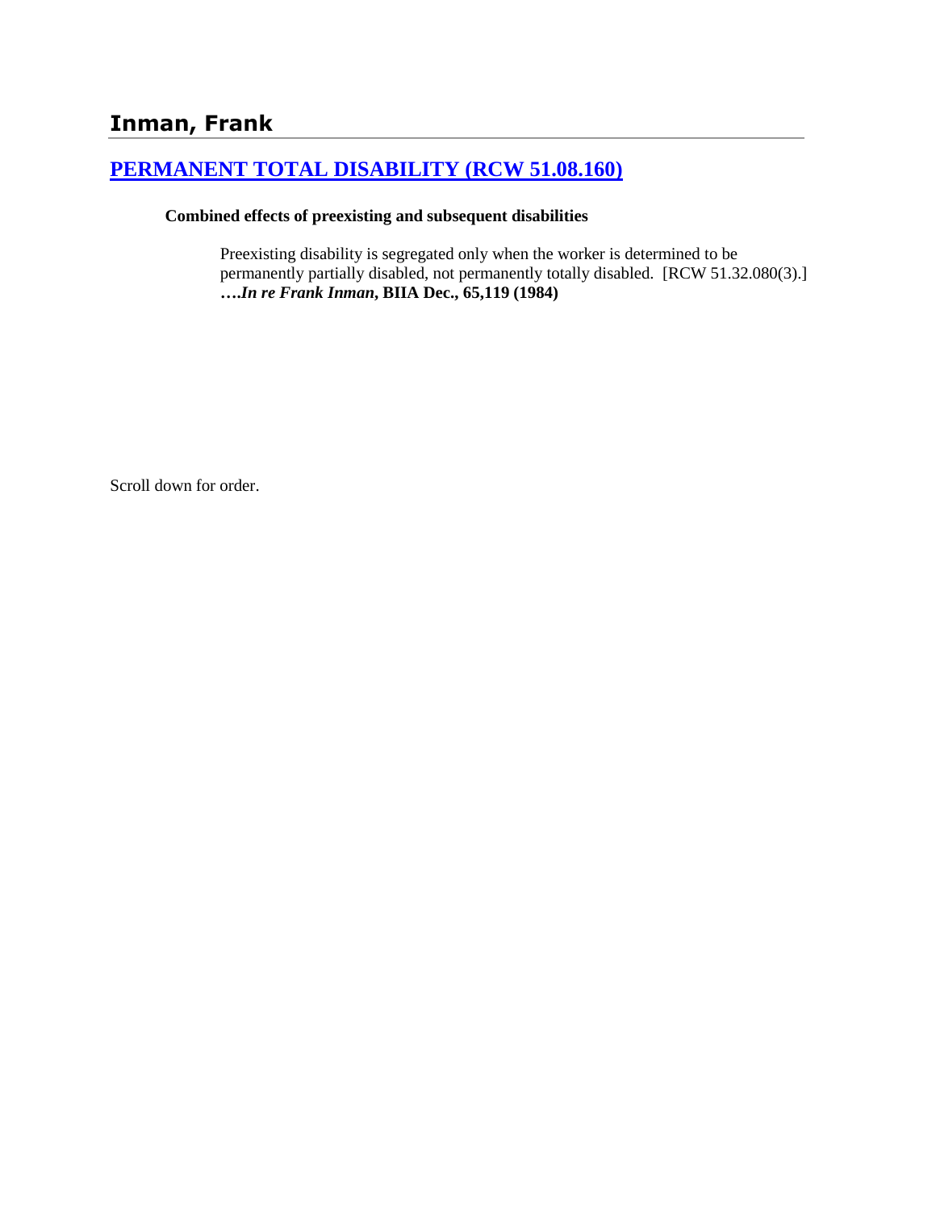# Inman, Frank

## [PERMANENT TOTAL DISABILITY (RCW 51.08.160)]

**Combined effects of preexisting and subsequent disabilities**

Preexisting disability is segregated only when the worker is determined to be permanently partially disabled, not permanently totally disabled. [RCW 51.32.080(3).] ***….In re Frank Inman*, BIIA Dec., 65,119 (1984)**

Scroll down for order.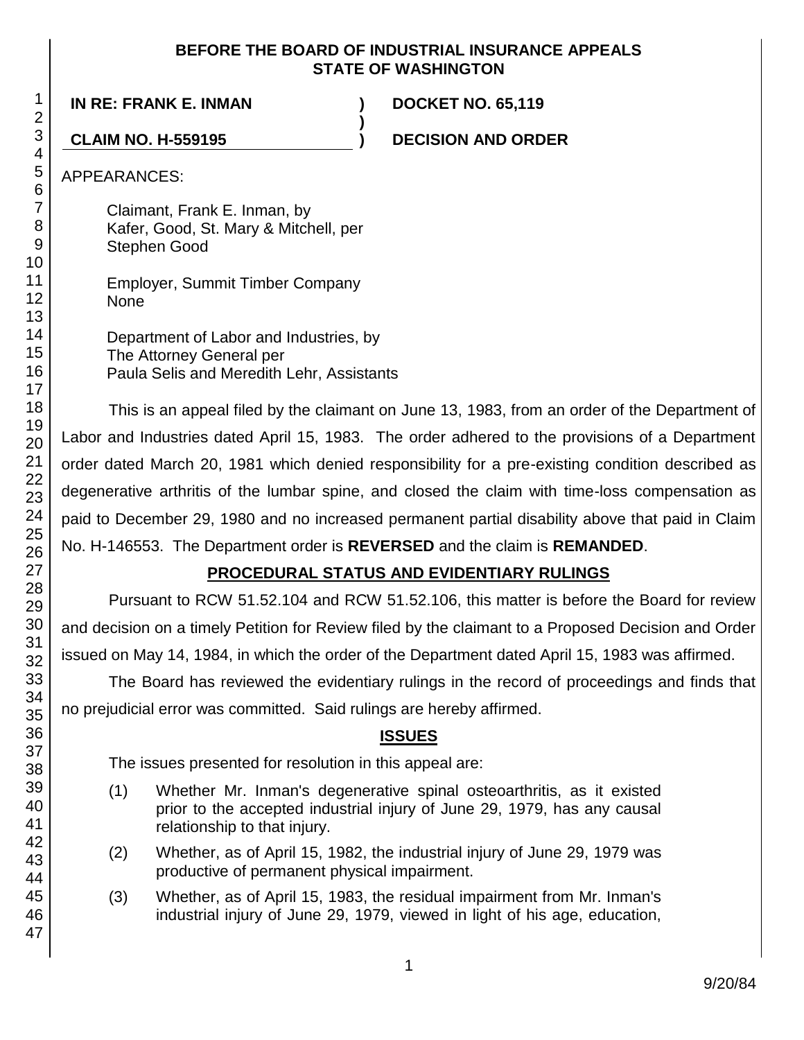**BEFORE THE BOARD OF INDUSTRIAL INSURANCE APPEALS**
**STATE OF WASHINGTON**

**IN RE: FRANK E. INMAN** ) **DOCKET NO. 65,119**
)
**CLAIM NO. H-559195** ) **DECISION AND ORDER**

APPEARANCES:

Claimant, Frank E. Inman, by
Kafer, Good, St. Mary & Mitchell, per
Stephen Good

Employer, Summit Timber Company
None

Department of Labor and Industries, by
The Attorney General per
Paula Selis and Meredith Lehr, Assistants

This is an appeal filed by the claimant on June 13, 1983, from an order of the Department of Labor and Industries dated April 15, 1983. The order adhered to the provisions of a Department order dated March 20, 1981 which denied responsibility for a pre-existing condition described as degenerative arthritis of the lumbar spine, and closed the claim with time-loss compensation as paid to December 29, 1980 and no increased permanent partial disability above that paid in Claim No. H-146553. The Department order is **REVERSED** and the claim is **REMANDED**.

## PROCEDURAL STATUS AND EVIDENTIARY RULINGS

Pursuant to RCW 51.52.104 and RCW 51.52.106, this matter is before the Board for review and decision on a timely Petition for Review filed by the claimant to a Proposed Decision and Order issued on May 14, 1984, in which the order of the Department dated April 15, 1983 was affirmed.

The Board has reviewed the evidentiary rulings in the record of proceedings and finds that no prejudicial error was committed. Said rulings are hereby affirmed.

## ISSUES

The issues presented for resolution in this appeal are:

(1) Whether Mr. Inman's degenerative spinal osteoarthritis, as it existed prior to the accepted industrial injury of June 29, 1979, has any causal relationship to that injury.

(2) Whether, as of April 15, 1982, the industrial injury of June 29, 1979 was productive of permanent physical impairment.

(3) Whether, as of April 15, 1983, the residual impairment from Mr. Inman's industrial injury of June 29, 1979, viewed in light of his age, education,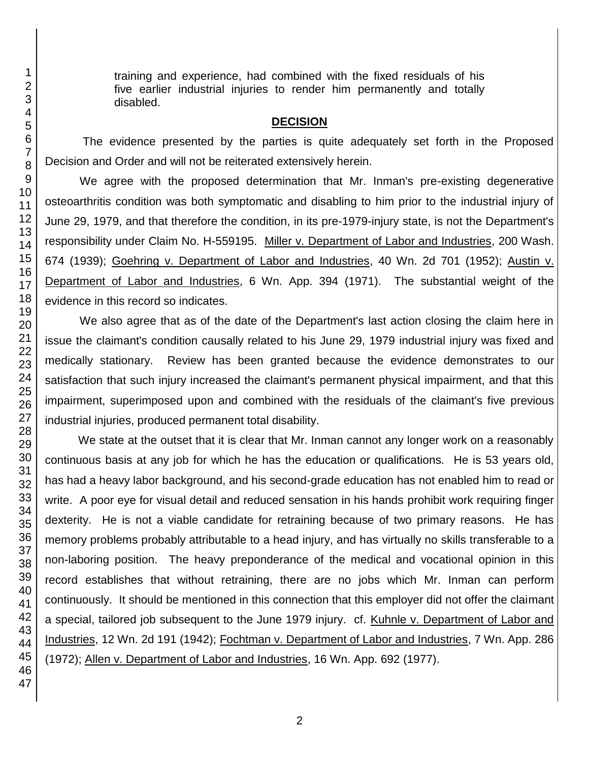training and experience, had combined with the fixed residuals of his five earlier industrial injuries to render him permanently and totally disabled.

## DECISION

The evidence presented by the parties is quite adequately set forth in the Proposed Decision and Order and will not be reiterated extensively herein.

We agree with the proposed determination that Mr. Inman's pre-existing degenerative osteoarthritis condition was both symptomatic and disabling to him prior to the industrial injury of June 29, 1979, and that therefore the condition, in its pre-1979-injury state, is not the Department's responsibility under Claim No. H-559195. Miller v. Department of Labor and Industries, 200 Wash. 674 (1939); Goehring v. Department of Labor and Industries, 40 Wn. 2d 701 (1952); Austin v. Department of Labor and Industries, 6 Wn. App. 394 (1971). The substantial weight of the evidence in this record so indicates.

We also agree that as of the date of the Department's last action closing the claim here in issue the claimant's condition causally related to his June 29, 1979 industrial injury was fixed and medically stationary. Review has been granted because the evidence demonstrates to our satisfaction that such injury increased the claimant's permanent physical impairment, and that this impairment, superimposed upon and combined with the residuals of the claimant's five previous industrial injuries, produced permanent total disability.

We state at the outset that it is clear that Mr. Inman cannot any longer work on a reasonably continuous basis at any job for which he has the education or qualifications. He is 53 years old, has had a heavy labor background, and his second-grade education has not enabled him to read or write. A poor eye for visual detail and reduced sensation in his hands prohibit work requiring finger dexterity. He is not a viable candidate for retraining because of two primary reasons. He has memory problems probably attributable to a head injury, and has virtually no skills transferable to a non-laboring position. The heavy preponderance of the medical and vocational opinion in this record establishes that without retraining, there are no jobs which Mr. Inman can perform continuously. It should be mentioned in this connection that this employer did not offer the claimant a special, tailored job subsequent to the June 1979 injury. cf. Kuhnle v. Department of Labor and Industries, 12 Wn. 2d 191 (1942); Fochtman v. Department of Labor and Industries, 7 Wn. App. 286 (1972); Allen v. Department of Labor and Industries, 16 Wn. App. 692 (1977).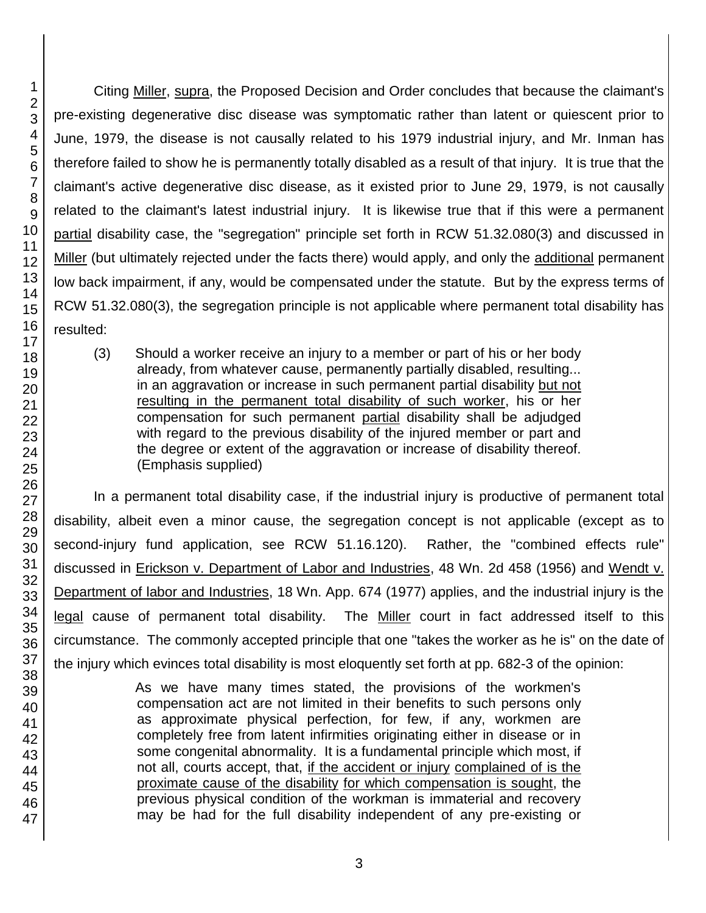Citing Miller, supra, the Proposed Decision and Order concludes that because the claimant's pre-existing degenerative disc disease was symptomatic rather than latent or quiescent prior to June, 1979, the disease is not causally related to his 1979 industrial injury, and Mr. Inman has therefore failed to show he is permanently totally disabled as a result of that injury. It is true that the claimant's active degenerative disc disease, as it existed prior to June 29, 1979, is not causally related to the claimant's latest industrial injury. It is likewise true that if this were a permanent partial disability case, the "segregation" principle set forth in RCW 51.32.080(3) and discussed in Miller (but ultimately rejected under the facts there) would apply, and only the additional permanent low back impairment, if any, would be compensated under the statute. But by the express terms of RCW 51.32.080(3), the segregation principle is not applicable where permanent total disability has resulted:

> (3) Should a worker receive an injury to a member or part of his or her body already, from whatever cause, permanently partially disabled, resulting... in an aggravation or increase in such permanent partial disability but not resulting in the permanent total disability of such worker, his or her compensation for such permanent partial disability shall be adjudged with regard to the previous disability of the injured member or part and the degree or extent of the aggravation or increase of disability thereof. (Emphasis supplied)

In a permanent total disability case, if the industrial injury is productive of permanent total disability, albeit even a minor cause, the segregation concept is not applicable (except as to second-injury fund application, see RCW 51.16.120). Rather, the "combined effects rule" discussed in Erickson v. Department of Labor and Industries, 48 Wn. 2d 458 (1956) and Wendt v. Department of labor and Industries, 18 Wn. App. 674 (1977) applies, and the industrial injury is the legal cause of permanent total disability. The Miller court in fact addressed itself to this circumstance. The commonly accepted principle that one "takes the worker as he is" on the date of the injury which evinces total disability is most eloquently set forth at pp. 682-3 of the opinion:

> As we have many times stated, the provisions of the workmen's compensation act are not limited in their benefits to such persons only as approximate physical perfection, for few, if any, workmen are completely free from latent infirmities originating either in disease or in some congenital abnormality. It is a fundamental principle which most, if not all, courts accept, that, if the accident or injury complained of is the proximate cause of the disability for which compensation is sought, the previous physical condition of the workman is immaterial and recovery may be had for the full disability independent of any pre-existing or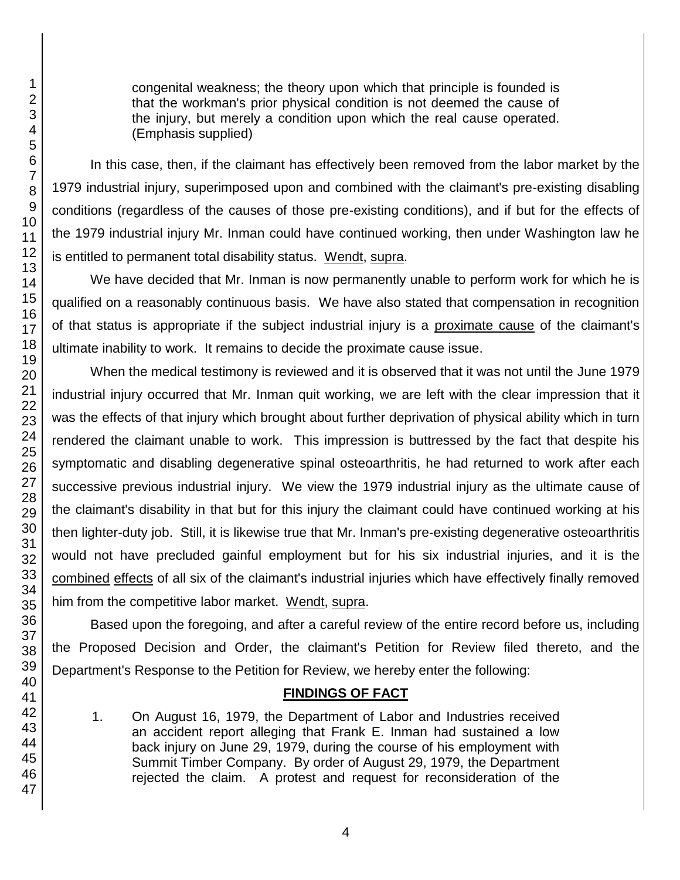congenital weakness; the theory upon which that principle is founded is that the workman's prior physical condition is not deemed the cause of the injury, but merely a condition upon which the real cause operated. (Emphasis supplied)

In this case, then, if the claimant has effectively been removed from the labor market by the 1979 industrial injury, superimposed upon and combined with the claimant's pre-existing disabling conditions (regardless of the causes of those pre-existing conditions), and if but for the effects of the 1979 industrial injury Mr. Inman could have continued working, then under Washington law he is entitled to permanent total disability status. Wendt, supra.

We have decided that Mr. Inman is now permanently unable to perform work for which he is qualified on a reasonably continuous basis. We have also stated that compensation in recognition of that status is appropriate if the subject industrial injury is a proximate cause of the claimant's ultimate inability to work. It remains to decide the proximate cause issue.

When the medical testimony is reviewed and it is observed that it was not until the June 1979 industrial injury occurred that Mr. Inman quit working, we are left with the clear impression that it was the effects of that injury which brought about further deprivation of physical ability which in turn rendered the claimant unable to work. This impression is buttressed by the fact that despite his symptomatic and disabling degenerative spinal osteoarthritis, he had returned to work after each successive previous industrial injury. We view the 1979 industrial injury as the ultimate cause of the claimant's disability in that but for this injury the claimant could have continued working at his then lighter-duty job. Still, it is likewise true that Mr. Inman's pre-existing degenerative osteoarthritis would not have precluded gainful employment but for his six industrial injuries, and it is the combined effects of all six of the claimant's industrial injuries which have effectively finally removed him from the competitive labor market. Wendt, supra.

Based upon the foregoing, and after a careful review of the entire record before us, including the Proposed Decision and Order, the claimant's Petition for Review filed thereto, and the Department's Response to the Petition for Review, we hereby enter the following:

## FINDINGS OF FACT

1. On August 16, 1979, the Department of Labor and Industries received an accident report alleging that Frank E. Inman had sustained a low back injury on June 29, 1979, during the course of his employment with Summit Timber Company. By order of August 29, 1979, the Department rejected the claim. A protest and request for reconsideration of the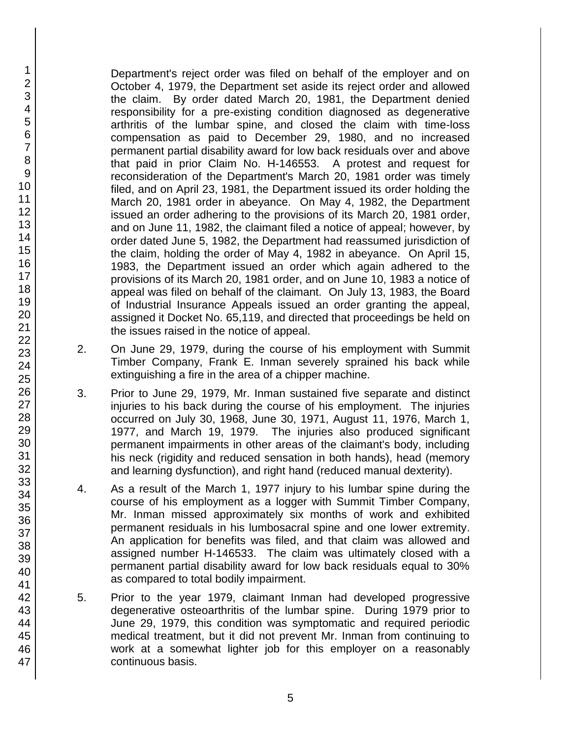Department's reject order was filed on behalf of the employer and on October 4, 1979, the Department set aside its reject order and allowed the claim. By order dated March 20, 1981, the Department denied responsibility for a pre-existing condition diagnosed as degenerative arthritis of the lumbar spine, and closed the claim with time-loss compensation as paid to December 29, 1980, and no increased permanent partial disability award for low back residuals over and above that paid in prior Claim No. H-146553. A protest and request for reconsideration of the Department's March 20, 1981 order was timely filed, and on April 23, 1981, the Department issued its order holding the March 20, 1981 order in abeyance. On May 4, 1982, the Department issued an order adhering to the provisions of its March 20, 1981 order, and on June 11, 1982, the claimant filed a notice of appeal; however, by order dated June 5, 1982, the Department had reassumed jurisdiction of the claim, holding the order of May 4, 1982 in abeyance. On April 15, 1983, the Department issued an order which again adhered to the provisions of its March 20, 1981 order, and on June 10, 1983 a notice of appeal was filed on behalf of the claimant. On July 13, 1983, the Board of Industrial Insurance Appeals issued an order granting the appeal, assigned it Docket No. 65,119, and directed that proceedings be held on the issues raised in the notice of appeal.

2. On June 29, 1979, during the course of his employment with Summit Timber Company, Frank E. Inman severely sprained his back while extinguishing a fire in the area of a chipper machine.

3. Prior to June 29, 1979, Mr. Inman sustained five separate and distinct injuries to his back during the course of his employment. The injuries occurred on July 30, 1968, June 30, 1971, August 11, 1976, March 1, 1977, and March 19, 1979. The injuries also produced significant permanent impairments in other areas of the claimant's body, including his neck (rigidity and reduced sensation in both hands), head (memory and learning dysfunction), and right hand (reduced manual dexterity).

4. As a result of the March 1, 1977 injury to his lumbar spine during the course of his employment as a logger with Summit Timber Company, Mr. Inman missed approximately six months of work and exhibited permanent residuals in his lumbosacral spine and one lower extremity. An application for benefits was filed, and that claim was allowed and assigned number H-146533. The claim was ultimately closed with a permanent partial disability award for low back residuals equal to 30% as compared to total bodily impairment.

5. Prior to the year 1979, claimant Inman had developed progressive degenerative osteoarthritis of the lumbar spine. During 1979 prior to June 29, 1979, this condition was symptomatic and required periodic medical treatment, but it did not prevent Mr. Inman from continuing to work at a somewhat lighter job for this employer on a reasonably continuous basis.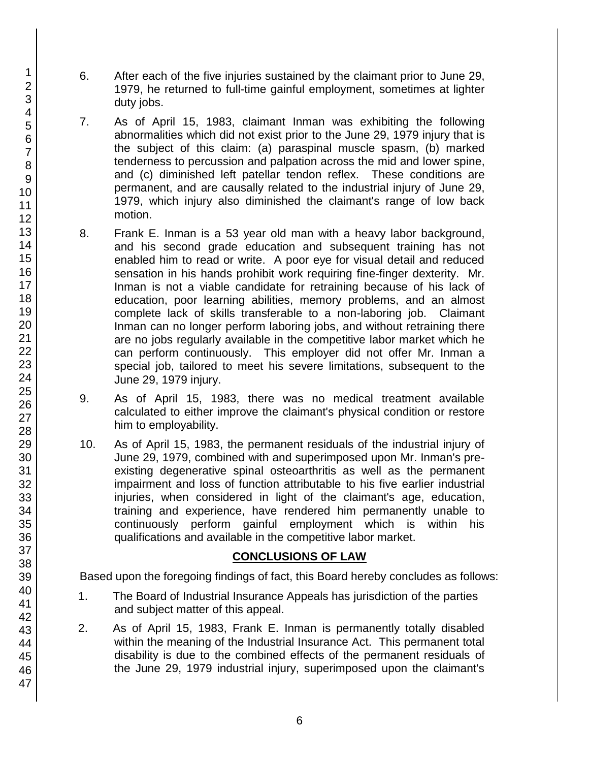6. After each of the five injuries sustained by the claimant prior to June 29, 1979, he returned to full-time gainful employment, sometimes at lighter duty jobs.

7. As of April 15, 1983, claimant Inman was exhibiting the following abnormalities which did not exist prior to the June 29, 1979 injury that is the subject of this claim: (a) paraspinal muscle spasm, (b) marked tenderness to percussion and palpation across the mid and lower spine, and (c) diminished left patellar tendon reflex. These conditions are permanent, and are causally related to the industrial injury of June 29, 1979, which injury also diminished the claimant's range of low back motion.

8. Frank E. Inman is a 53 year old man with a heavy labor background, and his second grade education and subsequent training has not enabled him to read or write. A poor eye for visual detail and reduced sensation in his hands prohibit work requiring fine-finger dexterity. Mr. Inman is not a viable candidate for retraining because of his lack of education, poor learning abilities, memory problems, and an almost complete lack of skills transferable to a non-laboring job. Claimant Inman can no longer perform laboring jobs, and without retraining there are no jobs regularly available in the competitive labor market which he can perform continuously. This employer did not offer Mr. Inman a special job, tailored to meet his severe limitations, subsequent to the June 29, 1979 injury.

9. As of April 15, 1983, there was no medical treatment available calculated to either improve the claimant's physical condition or restore him to employability.

10. As of April 15, 1983, the permanent residuals of the industrial injury of June 29, 1979, combined with and superimposed upon Mr. Inman's pre-existing degenerative spinal osteoarthritis as well as the permanent impairment and loss of function attributable to his five earlier industrial injuries, when considered in light of the claimant's age, education, training and experience, have rendered him permanently unable to continuously perform gainful employment which is within his qualifications and available in the competitive labor market.

## CONCLUSIONS OF LAW

Based upon the foregoing findings of fact, this Board hereby concludes as follows:

1. The Board of Industrial Insurance Appeals has jurisdiction of the parties and subject matter of this appeal.

2. As of April 15, 1983, Frank E. Inman is permanently totally disabled within the meaning of the Industrial Insurance Act. This permanent total disability is due to the combined effects of the permanent residuals of the June 29, 1979 industrial injury, superimposed upon the claimant's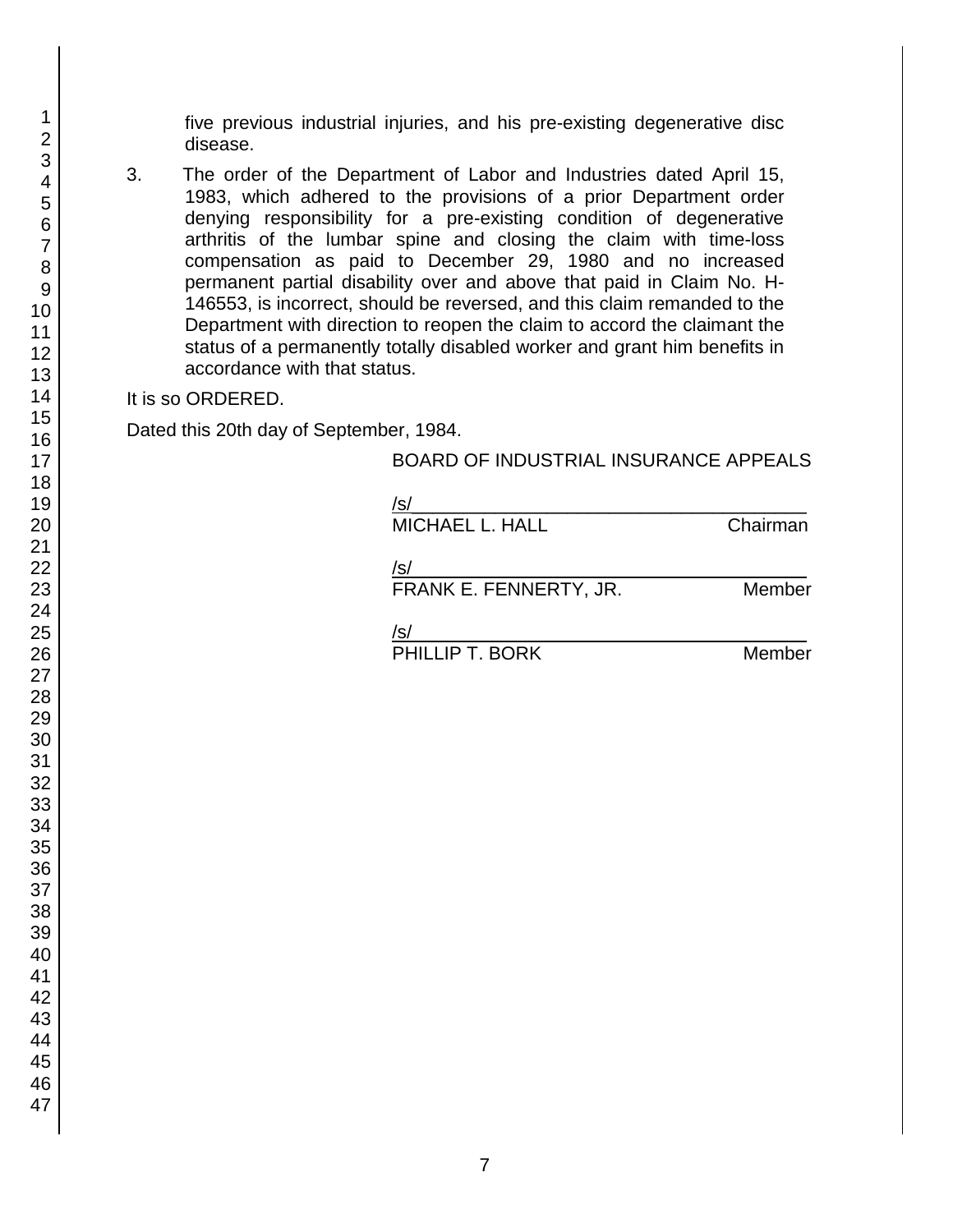five previous industrial injuries, and his pre-existing degenerative disc disease.

3. The order of the Department of Labor and Industries dated April 15, 1983, which adhered to the provisions of a prior Department order denying responsibility for a pre-existing condition of degenerative arthritis of the lumbar spine and closing the claim with time-loss compensation as paid to December 29, 1980 and no increased permanent partial disability over and above that paid in Claim No. H-146553, is incorrect, should be reversed, and this claim remanded to the Department with direction to reopen the claim to accord the claimant the status of a permanently totally disabled worker and grant him benefits in accordance with that status.

It is so ORDERED.

Dated this 20th day of September, 1984.

BOARD OF INDUSTRIAL INSURANCE APPEALS

/s/
MICHAEL L. HALL — Chairman

/s/
FRANK E. FENNERTY, JR. — Member

/s/
PHILLIP T. BORK — Member